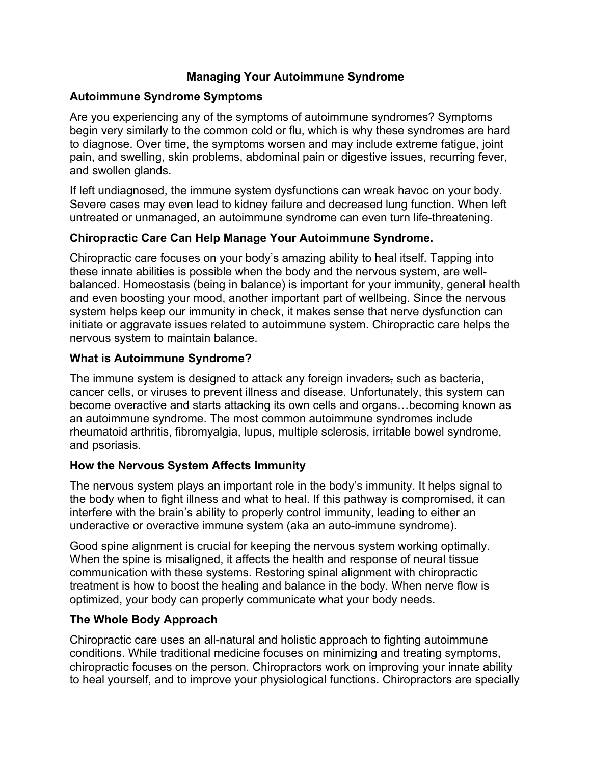# Managing Your Autoimmune Syndrome

## Autoimmune Syndrome Symptoms

Are you experiencing any of the symptoms of autoimmune syndromes? Symptoms begin very similarly to the common cold or flu, which is why these syndromes are hard to diagnose. Over time, the symptoms worsen and may include extreme fatigue, joint pain, and swelling, skin problems, abdominal pain or digestive issues, recurring fever, and swollen glands.

If left undiagnosed, the immune system dysfunctions can wreak havoc on your body. Severe cases may even lead to kidney failure and decreased lung function. When left untreated or unmanaged, an autoimmune syndrome can even turn life-threatening.

## Chiropractic Care Can Help Manage Your Autoimmune Syndrome.

Chiropractic care focuses on your body's amazing ability to heal itself. Tapping into these innate abilities is possible when the body and the nervous system, are well-balanced. Homeostasis (being in balance) is important for your immunity, general health and even boosting your mood, another important part of wellbeing. Since the nervous system helps keep our immunity in check, it makes sense that nerve dysfunction can initiate or aggravate issues related to autoimmune system. Chiropractic care helps the nervous system to maintain balance.

## What is Autoimmune Syndrome?

The immune system is designed to attack any foreign invaders~~,~~ such as bacteria, cancer cells, or viruses to prevent illness and disease. Unfortunately, this system can become overactive and starts attacking its own cells and organs…becoming known as an autoimmune syndrome. The most common autoimmune syndromes include rheumatoid arthritis, fibromyalgia, lupus, multiple sclerosis, irritable bowel syndrome, and psoriasis.

## How the Nervous System Affects Immunity

The nervous system plays an important role in the body's immunity. It helps signal to the body when to fight illness and what to heal. If this pathway is compromised, it can interfere with the brain's ability to properly control immunity, leading to either an underactive or overactive immune system (aka an auto-immune syndrome).

Good spine alignment is crucial for keeping the nervous system working optimally. When the spine is misaligned, it affects the health and response of neural tissue communication with these systems. Restoring spinal alignment with chiropractic treatment is how to boost the healing and balance in the body. When nerve flow is optimized, your body can properly communicate what your body needs.

## The Whole Body Approach

Chiropractic care uses an all-natural and holistic approach to fighting autoimmune conditions. While traditional medicine focuses on minimizing and treating symptoms, chiropractic focuses on the person. Chiropractors work on improving your innate ability to heal yourself, and to improve your physiological functions. Chiropractors are specially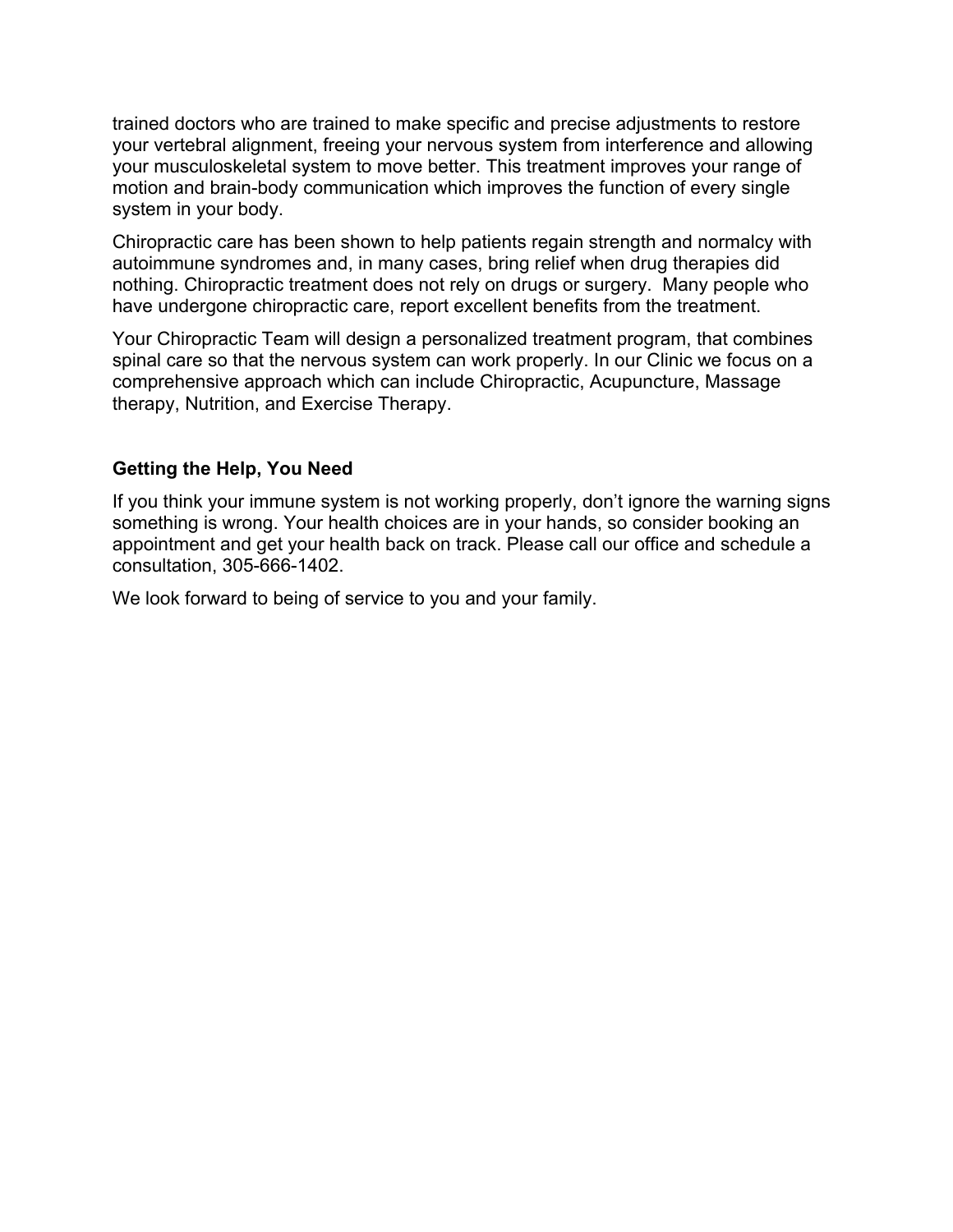trained doctors who are trained to make specific and precise adjustments to restore your vertebral alignment, freeing your nervous system from interference and allowing your musculoskeletal system to move better. This treatment improves your range of motion and brain-body communication which improves the function of every single system in your body.

Chiropractic care has been shown to help patients regain strength and normalcy with autoimmune syndromes and, in many cases, bring relief when drug therapies did nothing. Chiropractic treatment does not rely on drugs or surgery. Many people who have undergone chiropractic care, report excellent benefits from the treatment.

Your Chiropractic Team will design a personalized treatment program, that combines spinal care so that the nervous system can work properly. In our Clinic we focus on a comprehensive approach which can include Chiropractic, Acupuncture, Massage therapy, Nutrition, and Exercise Therapy.

**Getting the Help, You Need**

If you think your immune system is not working properly, don't ignore the warning signs something is wrong. Your health choices are in your hands, so consider booking an appointment and get your health back on track. Please call our office and schedule a consultation, 305-666-1402.

We look forward to being of service to you and your family.